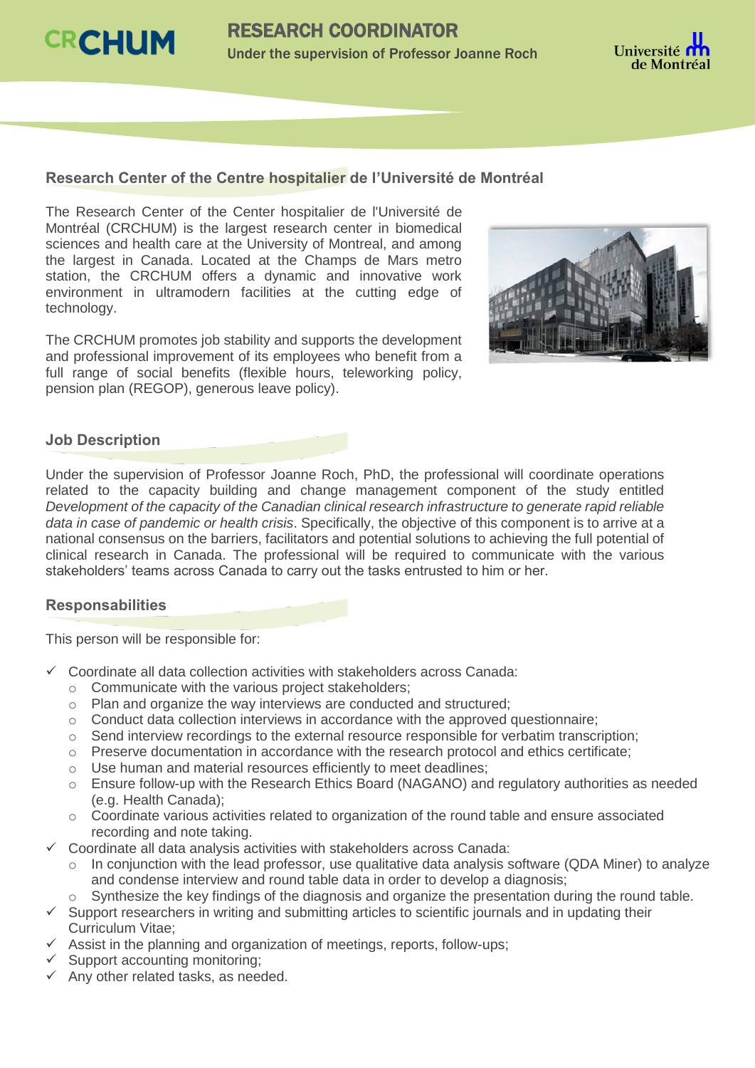# RESEARCH COORDINATOR

Under the supervision of Professor Joanne Roch

## Research Center of the Centre hospitalier de l'Université de Montréal

The Research Center of the Center hospitalier de l'Université de Montréal (CRCHUM) is the largest research center in biomedical sciences and health care at the University of Montreal, and among the largest in Canada. Located at the Champs de Mars metro station, the CRCHUM offers a dynamic and innovative work environment in ultramodern facilities at the cutting edge of technology.

The CRCHUM promotes job stability and supports the development and professional improvement of its employees who benefit from a full range of social benefits (flexible hours, teleworking policy, pension plan (REGOP), generous leave policy).

## Job Description

Under the supervision of Professor Joanne Roch, PhD, the professional will coordinate operations related to the capacity building and change management component of the study entitled *Development of the capacity of the Canadian clinical research infrastructure to generate rapid reliable data in case of pandemic or health crisis*. Specifically, the objective of this component is to arrive at a national consensus on the barriers, facilitators and potential solutions to achieving the full potential of clinical research in Canada. The professional will be required to communicate with the various stakeholders' teams across Canada to carry out the tasks entrusted to him or her.

## Responsabilities

This person will be responsible for:

- ✓ Coordinate all data collection activities with stakeholders across Canada:
  - Communicate with the various project stakeholders;
  - Plan and organize the way interviews are conducted and structured;
  - Conduct data collection interviews in accordance with the approved questionnaire;
  - Send interview recordings to the external resource responsible for verbatim transcription;
  - Preserve documentation in accordance with the research protocol and ethics certificate;
  - Use human and material resources efficiently to meet deadlines;
  - Ensure follow-up with the Research Ethics Board (NAGANO) and regulatory authorities as needed (e.g. Health Canada);
  - Coordinate various activities related to organization of the round table and ensure associated recording and note taking.
- ✓ Coordinate all data analysis activities with stakeholders across Canada:
  - In conjunction with the lead professor, use qualitative data analysis software (QDA Miner) to analyze and condense interview and round table data in order to develop a diagnosis;
  - Synthesize the key findings of the diagnosis and organize the presentation during the round table.
- ✓ Support researchers in writing and submitting articles to scientific journals and in updating their Curriculum Vitae;
- ✓ Assist in the planning and organization of meetings, reports, follow-ups;
- ✓ Support accounting monitoring;
- ✓ Any other related tasks, as needed.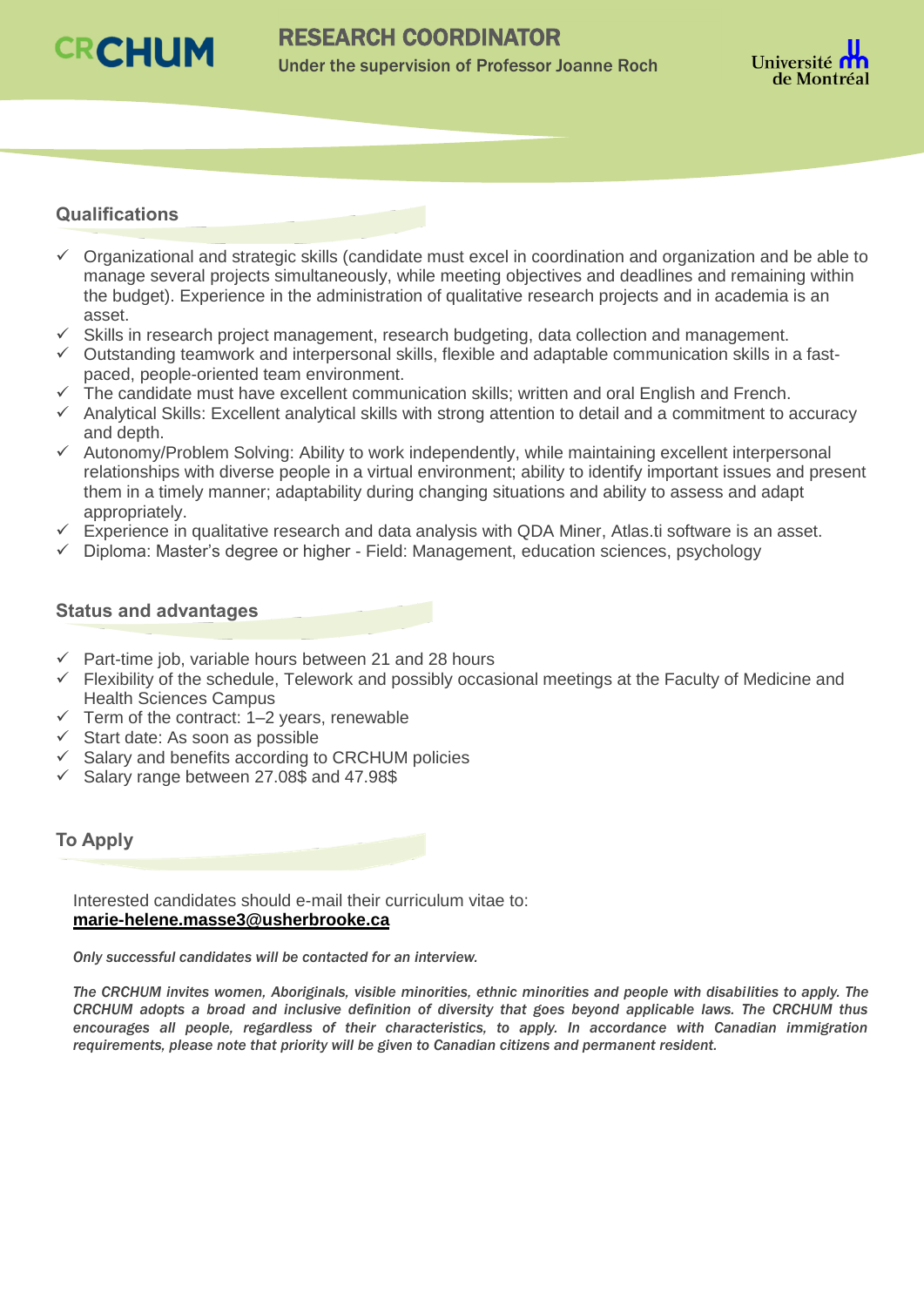# RESEARCH COORDINATOR

Under the supervision of Professor Joanne Roch

## Qualifications

- ✓ Organizational and strategic skills (candidate must excel in coordination and organization and be able to manage several projects simultaneously, while meeting objectives and deadlines and remaining within the budget). Experience in the administration of qualitative research projects and in academia is an asset.
- ✓ Skills in research project management, research budgeting, data collection and management.
- ✓ Outstanding teamwork and interpersonal skills, flexible and adaptable communication skills in a fast-paced, people-oriented team environment.
- ✓ The candidate must have excellent communication skills; written and oral English and French.
- ✓ Analytical Skills: Excellent analytical skills with strong attention to detail and a commitment to accuracy and depth.
- ✓ Autonomy/Problem Solving: Ability to work independently, while maintaining excellent interpersonal relationships with diverse people in a virtual environment; ability to identify important issues and present them in a timely manner; adaptability during changing situations and ability to assess and adapt appropriately.
- ✓ Experience in qualitative research and data analysis with QDA Miner, Atlas.ti software is an asset.
- ✓ Diploma: Master's degree or higher - Field: Management, education sciences, psychology

## Status and advantages

- ✓ Part-time job, variable hours between 21 and 28 hours
- ✓ Flexibility of the schedule, Telework and possibly occasional meetings at the Faculty of Medicine and Health Sciences Campus
- ✓ Term of the contract: 1–2 years, renewable
- ✓ Start date: As soon as possible
- ✓ Salary and benefits according to CRCHUM policies
- ✓ Salary range between 27.08$ and 47.98$

## To Apply

Interested candidates should e-mail their curriculum vitae to:
**marie-helene.masse3@usherbrooke.ca**

*Only successful candidates will be contacted for an interview.*

*The CRCHUM invites women, Aboriginals, visible minorities, ethnic minorities and people with disabilities to apply. The CRCHUM adopts a broad and inclusive definition of diversity that goes beyond applicable laws. The CRCHUM thus encourages all people, regardless of their characteristics, to apply. In accordance with Canadian immigration requirements, please note that priority will be given to Canadian citizens and permanent resident.*